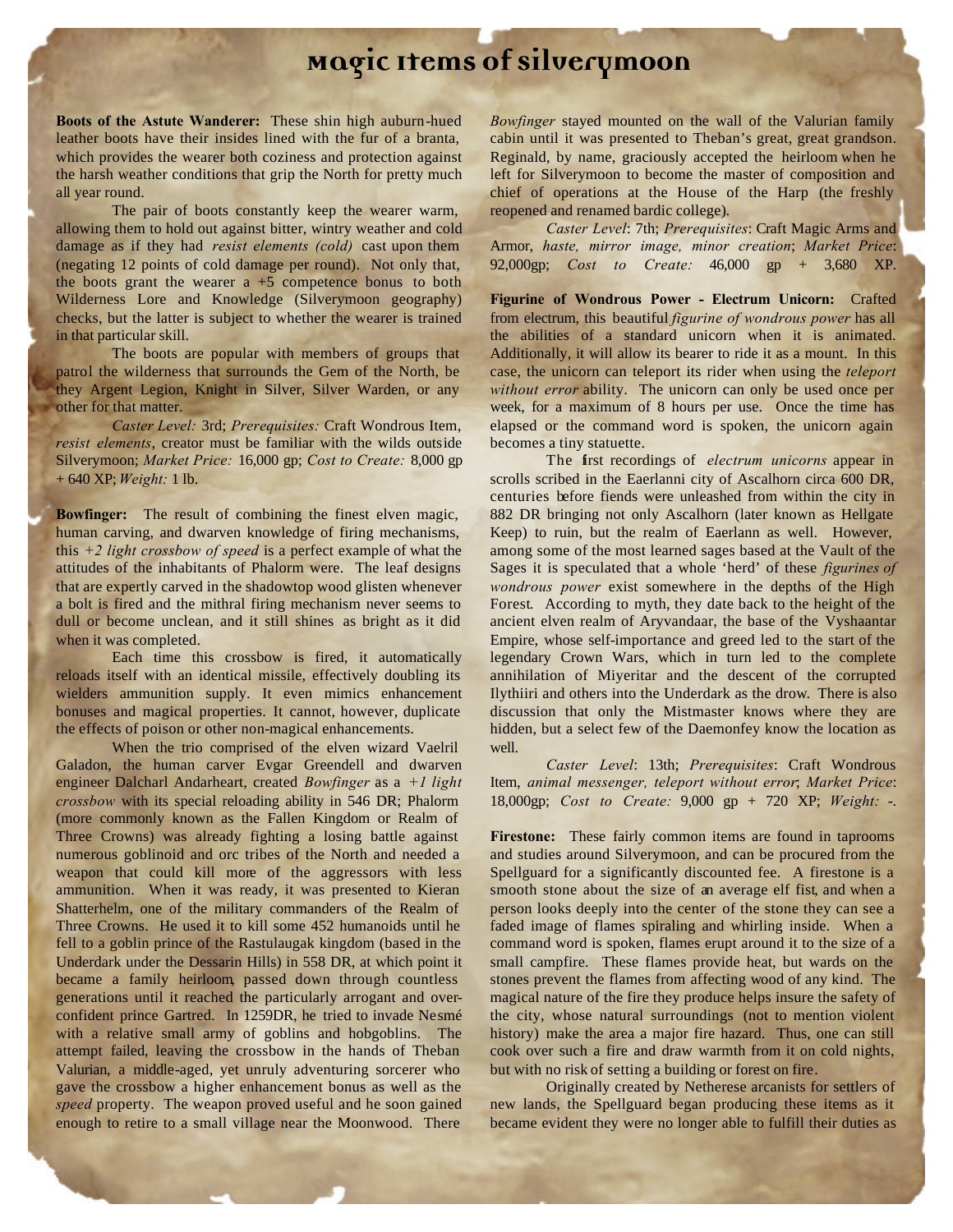# Magic Items of Silverymoon

**Boots of the Astute Wanderer:** These shin high auburn-hued leather boots have their insides lined with the fur of a branta, which provides the wearer both coziness and protection against the harsh weather conditions that grip the North for pretty much all year round.

The pair of boots constantly keep the wearer warm, allowing them to hold out against bitter, wintry weather and cold damage as if they had *resist elements (cold)* cast upon them (negating 12 points of cold damage per round). Not only that, the boots grant the wearer a +5 competence bonus to both Wilderness Lore and Knowledge (Silverymoon geography) checks, but the latter is subject to whether the wearer is trained in that particular skill.

The boots are popular with members of groups that patrol the wilderness that surrounds the Gem of the North, be they Argent Legion, Knight in Silver, Silver Warden, or any other for that matter.

*Caster Level:* 3rd; *Prerequisites:* Craft Wondrous Item, *resist elements*, creator must be familiar with the wilds outside Silverymoon; *Market Price:* 16,000 gp; *Cost to Create:* 8,000 gp + 640 XP; *Weight:* 1 lb.

**Bowfinger:** The result of combining the finest elven magic, human carving, and dwarven knowledge of firing mechanisms, this *+2 light crossbow of speed* is a perfect example of what the attitudes of the inhabitants of Phalorm were. The leaf designs that are expertly carved in the shadowtop wood glisten whenever a bolt is fired and the mithral firing mechanism never seems to dull or become unclean, and it still shines as bright as it did when it was completed.

Each time this crossbow is fired, it automatically reloads itself with an identical missile, effectively doubling its wielders ammunition supply. It even mimics enhancement bonuses and magical properties. It cannot, however, duplicate the effects of poison or other non-magical enhancements.

When the trio comprised of the elven wizard Vaelril Galadon, the human carver Evgar Greendell and dwarven engineer Dalcharl Andarheart, created *Bowfinger* as a *+1 light crossbow* with its special reloading ability in 546 DR; Phalorm (more commonly known as the Fallen Kingdom or Realm of Three Crowns) was already fighting a losing battle against numerous goblinoid and orc tribes of the North and needed a weapon that could kill more of the aggressors with less ammunition. When it was ready, it was presented to Kieran Shatterhelm, one of the military commanders of the Realm of Three Crowns. He used it to kill some 452 humanoids until he fell to a goblin prince of the Rastulaugak kingdom (based in the Underdark under the Dessarin Hills) in 558 DR, at which point it became a family heirloom, passed down through countless generations until it reached the particularly arrogant and over-confident prince Gartred. In 1259DR, he tried to invade Nesmé with a relative small army of goblins and hobgoblins. The attempt failed, leaving the crossbow in the hands of Theban Valurian, a middle-aged, yet unruly adventuring sorcerer who gave the crossbow a higher enhancement bonus as well as the *speed* property. The weapon proved useful and he soon gained enough to retire to a small village near the Moonwood. There *Bowfinger* stayed mounted on the wall of the Valurian family cabin until it was presented to Theban's great, great grandson. Reginald, by name, graciously accepted the heirloom when he left for Silverymoon to become the master of composition and chief of operations at the House of the Harp (the freshly reopened and renamed bardic college).

*Caster Level*: 7th; *Prerequisites*: Craft Magic Arms and Armor, *haste, mirror image, minor creation*; *Market Price*: 92,000gp; *Cost to Create:* 46,000 gp + 3,680 XP.

**Figurine of Wondrous Power - Electrum Unicorn:** Crafted from electrum, this beautiful *figurine of wondrous power* has all the abilities of a standard unicorn when it is animated. Additionally, it will allow its bearer to ride it as a mount. In this case, the unicorn can teleport its rider when using the *teleport without error* ability. The unicorn can only be used once per week, for a maximum of 8 hours per use. Once the time has elapsed or the command word is spoken, the unicorn again becomes a tiny statuette.

The first recordings of *electrum unicorns* appear in scrolls scribed in the Eaerlanni city of Ascalhorn circa 600 DR, centuries before fiends were unleashed from within the city in 882 DR bringing not only Ascalhorn (later known as Hellgate Keep) to ruin, but the realm of Eaerlann as well. However, among some of the most learned sages based at the Vault of the Sages it is speculated that a whole 'herd' of these *figurines of wondrous power* exist somewhere in the depths of the High Forest. According to myth, they date back to the height of the ancient elven realm of Aryvandaar, the base of the Vyshaantar Empire, whose self-importance and greed led to the start of the legendary Crown Wars, which in turn led to the complete annihilation of Miyeritar and the descent of the corrupted Ilythiiri and others into the Underdark as the drow. There is also discussion that only the Mistmaster knows where they are hidden, but a select few of the Daemonfey know the location as well.

*Caster Level*: 13th; *Prerequisites*: Craft Wondrous Item, *animal messenger, teleport without error*; *Market Price*: 18,000gp; *Cost to Create:* 9,000 gp + 720 XP; *Weight:* -.

**Firestone:** These fairly common items are found in taprooms and studies around Silverymoon, and can be procured from the Spellguard for a significantly discounted fee. A firestone is a smooth stone about the size of an average elf fist, and when a person looks deeply into the center of the stone they can see a faded image of flames spiraling and whirling inside. When a command word is spoken, flames erupt around it to the size of a small campfire. These flames provide heat, but wards on the stones prevent the flames from affecting wood of any kind. The magical nature of the fire they produce helps insure the safety of the city, whose natural surroundings (not to mention violent history) make the area a major fire hazard. Thus, one can still cook over such a fire and draw warmth from it on cold nights, but with no risk of setting a building or forest on fire.

Originally created by Netherese arcanists for settlers of new lands, the Spellguard began producing these items as it became evident they were no longer able to fulfill their duties as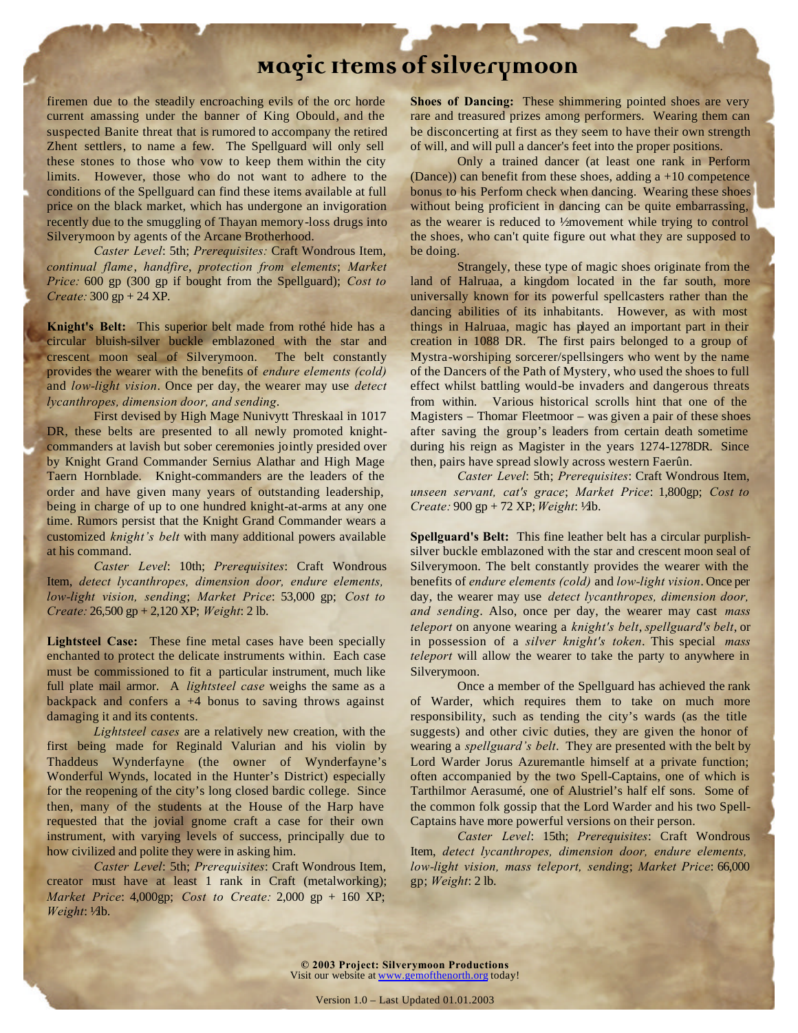# Magic Items of Silverymoon

firemen due to the steadily encroaching evils of the orc horde current amassing under the banner of King Obould, and the suspected Banite threat that is rumored to accompany the retired Zhent settlers, to name a few. The Spellguard will only sell these stones to those who vow to keep them within the city limits. However, those who do not want to adhere to the conditions of the Spellguard can find these items available at full price on the black market, which has undergone an invigoration recently due to the smuggling of Thayan memory-loss drugs into Silverymoon by agents of the Arcane Brotherhood.

*Caster Level*: 5th; *Prerequisites:* Craft Wondrous Item, *continual flame*, *handfire*, *protection from elements*; *Market Price:* 600 gp (300 gp if bought from the Spellguard); *Cost to Create:* 300 gp + 24 XP.

**Knight's Belt:** This superior belt made from rothé hide has a circular bluish-silver buckle emblazoned with the star and crescent moon seal of Silverymoon. The belt constantly provides the wearer with the benefits of *endure elements (cold)* and *low-light vision*. Once per day, the wearer may use *detect lycanthropes, dimension door, and sending*.

First devised by High Mage Nunivytt Threskaal in 1017 DR, these belts are presented to all newly promoted knight-commanders at lavish but sober ceremonies jointly presided over by Knight Grand Commander Sernius Alathar and High Mage Taern Hornblade. Knight-commanders are the leaders of the order and have given many years of outstanding leadership, being in charge of up to one hundred knight-at-arms at any one time. Rumors persist that the Knight Grand Commander wears a customized *knight's belt* with many additional powers available at his command.

*Caster Level*: 10th; *Prerequisites*: Craft Wondrous Item, *detect lycanthropes, dimension door, endure elements, low-light vision, sending*; *Market Price*: 53,000 gp; *Cost to Create:* 26,500 gp + 2,120 XP; *Weight*: 2 lb.

**Lightsteel Case:** These fine metal cases have been specially enchanted to protect the delicate instruments within. Each case must be commissioned to fit a particular instrument, much like full plate mail armor. A *lightsteel case* weighs the same as a backpack and confers a +4 bonus to saving throws against damaging it and its contents.

*Lightsteel cases* are a relatively new creation, with the first being made for Reginald Valurian and his violin by Thaddeus Wynderfayne (the owner of Wynderfayne's Wonderful Wynds, located in the Hunter's District) especially for the reopening of the city's long closed bardic college. Since then, many of the students at the House of the Harp have requested that the jovial gnome craft a case for their own instrument, with varying levels of success, principally due to how civilized and polite they were in asking him.

*Caster Level*: 5th; *Prerequisites*: Craft Wondrous Item, creator must have at least 1 rank in Craft (metalworking); *Market Price*: 4,000gp; *Cost to Create:* 2,000 gp + 160 XP; *Weight*: ½lb.

**Shoes of Dancing:** These shimmering pointed shoes are very rare and treasured prizes among performers. Wearing them can be disconcerting at first as they seem to have their own strength of will, and will pull a dancer's feet into the proper positions.

Only a trained dancer (at least one rank in Perform (Dance)) can benefit from these shoes, adding a +10 competence bonus to his Perform check when dancing. Wearing these shoes without being proficient in dancing can be quite embarrassing, as the wearer is reduced to ½movement while trying to control the shoes, who can't quite figure out what they are supposed to be doing.

Strangely, these type of magic shoes originate from the land of Halruaa, a kingdom located in the far south, more universally known for its powerful spellcasters rather than the dancing abilities of its inhabitants. However, as with most things in Halruaa, magic has played an important part in their creation in 1088 DR. The first pairs belonged to a group of Mystra-worshiping sorcerer/spellsingers who went by the name of the Dancers of the Path of Mystery, who used the shoes to full effect whilst battling would-be invaders and dangerous threats from within. Various historical scrolls hint that one of the Magisters – Thomar Fleetmoor – was given a pair of these shoes after saving the group's leaders from certain death sometime during his reign as Magister in the years 1274-1278DR. Since then, pairs have spread slowly across western Faerûn.

*Caster Level*: 5th; *Prerequisites*: Craft Wondrous Item, *unseen servant, cat's grace*; *Market Price*: 1,800gp; *Cost to Create:* 900 gp + 72 XP; *Weight*: ½lb.

**Spellguard's Belt:** This fine leather belt has a circular purplish-silver buckle emblazoned with the star and crescent moon seal of Silverymoon. The belt constantly provides the wearer with the benefits of *endure elements (cold)* and *low-light vision*. Once per day, the wearer may use *detect lycanthropes, dimension door, and sending*. Also, once per day, the wearer may cast *mass teleport* on anyone wearing a *knight's belt*, *spellguard's belt*, or in possession of a *silver knight's token*. This special *mass teleport* will allow the wearer to take the party to anywhere in Silverymoon.

Once a member of the Spellguard has achieved the rank of Warder, which requires them to take on much more responsibility, such as tending the city's wards (as the title suggests) and other civic duties, they are given the honor of wearing a *spellguard's belt*. They are presented with the belt by Lord Warder Jorus Azuremantle himself at a private function; often accompanied by the two Spell-Captains, one of which is Tarthilmor Aerasumé, one of Alustriel's half elf sons. Some of the common folk gossip that the Lord Warder and his two Spell-Captains have more powerful versions on their person.

*Caster Level*: 15th; *Prerequisites*: Craft Wondrous Item, *detect lycanthropes, dimension door, endure elements, low-light vision, mass teleport, sending*; *Market Price*: 66,000 gp; *Weight*: 2 lb.

**© 2003 Project: Silverymoon Productions**
Visit our website at www.gemofthenorth.org today!

Version 1.0 – Last Updated 01.01.2003